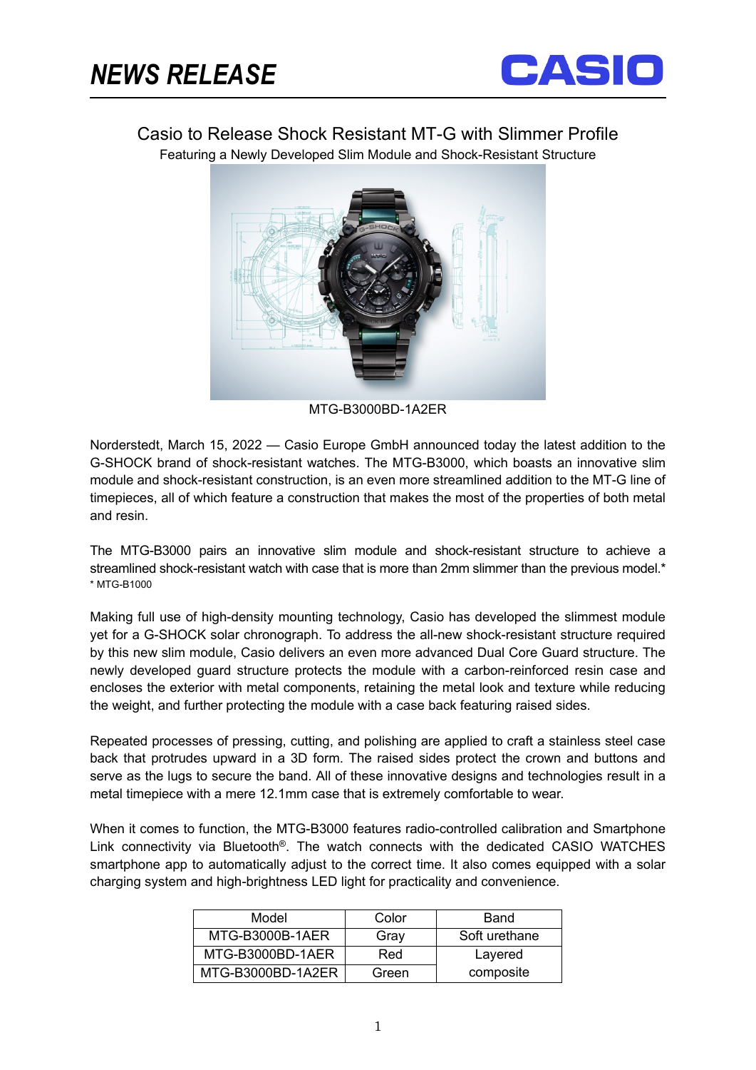# NEWS RELEASE

CASIO

## Casio to Release Shock Resistant MT-G with Slimmer Profile

Featuring a Newly Developed Slim Module and Shock-Resistant Structure

MTG-B3000BD-1A2ER

Norderstedt, March 15, 2022 — Casio Europe GmbH announced today the latest addition to the G-SHOCK brand of shock-resistant watches. The MTG-B3000, which boasts an innovative slim module and shock-resistant construction, is an even more streamlined addition to the MT-G line of timepieces, all of which feature a construction that makes the most of the properties of both metal and resin.

The MTG-B3000 pairs an innovative slim module and shock-resistant structure to achieve a streamlined shock-resistant watch with case that is more than 2mm slimmer than the previous model.*

\* MTG-B1000

Making full use of high-density mounting technology, Casio has developed the slimmest module yet for a G-SHOCK solar chronograph. To address the all-new shock-resistant structure required by this new slim module, Casio delivers an even more advanced Dual Core Guard structure. The newly developed guard structure protects the module with a carbon-reinforced resin case and encloses the exterior with metal components, retaining the metal look and texture while reducing the weight, and further protecting the module with a case back featuring raised sides.

Repeated processes of pressing, cutting, and polishing are applied to craft a stainless steel case back that protrudes upward in a 3D form. The raised sides protect the crown and buttons and serve as the lugs to secure the band. All of these innovative designs and technologies result in a metal timepiece with a mere 12.1mm case that is extremely comfortable to wear.

When it comes to function, the MTG-B3000 features radio-controlled calibration and Smartphone Link connectivity via Bluetooth®. The watch connects with the dedicated CASIO WATCHES smartphone app to automatically adjust to the correct time. It also comes equipped with a solar charging system and high-brightness LED light for practicality and convenience.

| Model | Color | Band |
|---|---|---|
| MTG-B3000B-1AER | Gray | Soft urethane |
| MTG-B3000BD-1AER | Red | Layered composite |
| MTG-B3000BD-1A2ER | Green | |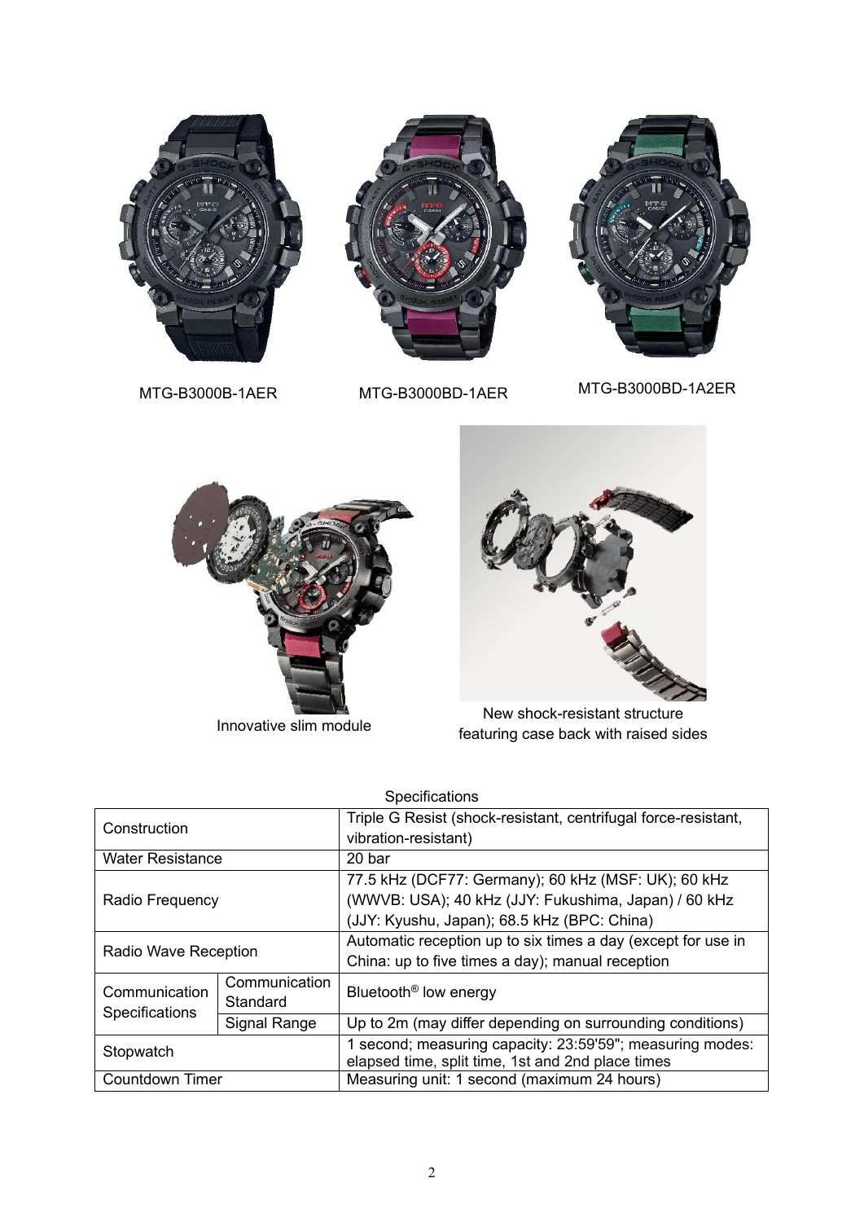MTG-B3000B-1AER

MTG-B3000BD-1AER

MTG-B3000BD-1A2ER

Innovative slim module

New shock-resistant structure featuring case back with raised sides

Specifications

| | | |
|---|---|---|
| Construction | | Triple G Resist (shock-resistant, centrifugal force-resistant, vibration-resistant) |
| Water Resistance | | 20 bar |
| Radio Frequency | | 77.5 kHz (DCF77: Germany); 60 kHz (MSF: UK); 60 kHz (WWVB: USA); 40 kHz (JJY: Fukushima, Japan) / 60 kHz (JJY: Kyushu, Japan); 68.5 kHz (BPC: China) |
| Radio Wave Reception | | Automatic reception up to six times a day (except for use in China: up to five times a day); manual reception |
| Communication Specifications | Communication Standard | Bluetooth® low energy |
| | Signal Range | Up to 2m (may differ depending on surrounding conditions) |
| Stopwatch | | 1 second; measuring capacity: 23:59'59"; measuring modes: elapsed time, split time, 1st and 2nd place times |
| Countdown Timer | | Measuring unit: 1 second (maximum 24 hours) |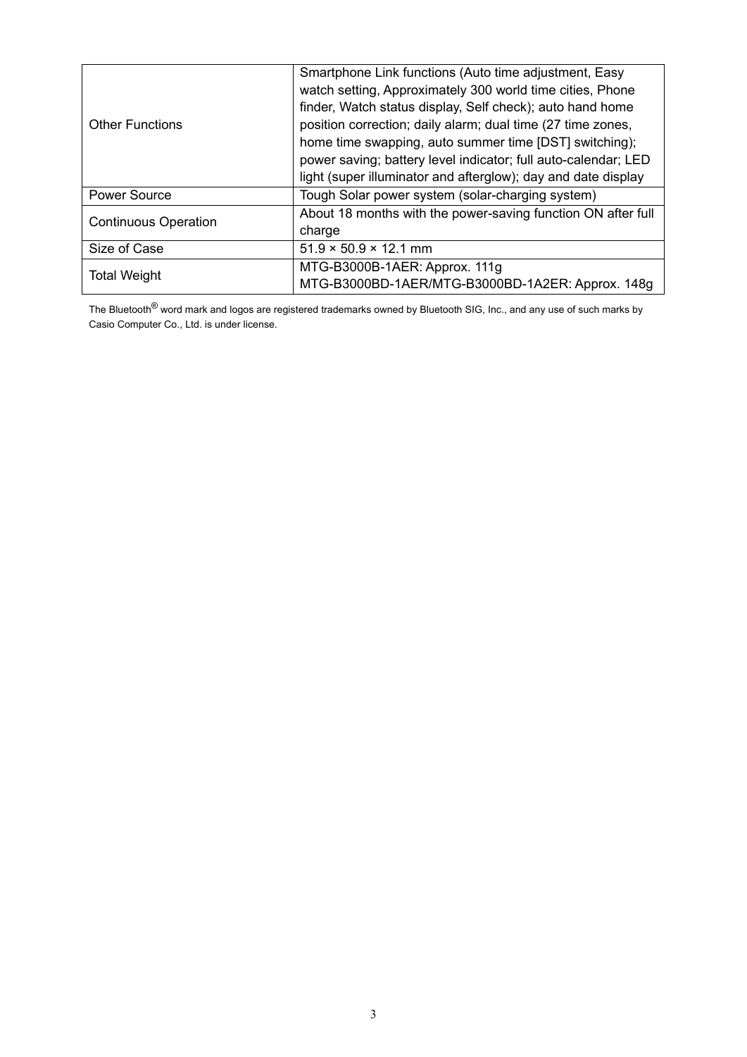| | |
|---|---|
| Other Functions | Smartphone Link functions (Auto time adjustment, Easy watch setting, Approximately 300 world time cities, Phone finder, Watch status display, Self check); auto hand home position correction; daily alarm; dual time (27 time zones, home time swapping, auto summer time [DST] switching); power saving; battery level indicator; full auto-calendar; LED light (super illuminator and afterglow); day and date display |
| Power Source | Tough Solar power system (solar-charging system) |
| Continuous Operation | About 18 months with the power-saving function ON after full charge |
| Size of Case | 51.9 × 50.9 × 12.1 mm |
| Total Weight | MTG-B3000B-1AER: Approx. 111g<br>MTG-B3000BD-1AER/MTG-B3000BD-1A2ER: Approx. 148g |

The Bluetooth® word mark and logos are registered trademarks owned by Bluetooth SIG, Inc., and any use of such marks by Casio Computer Co., Ltd. is under license.